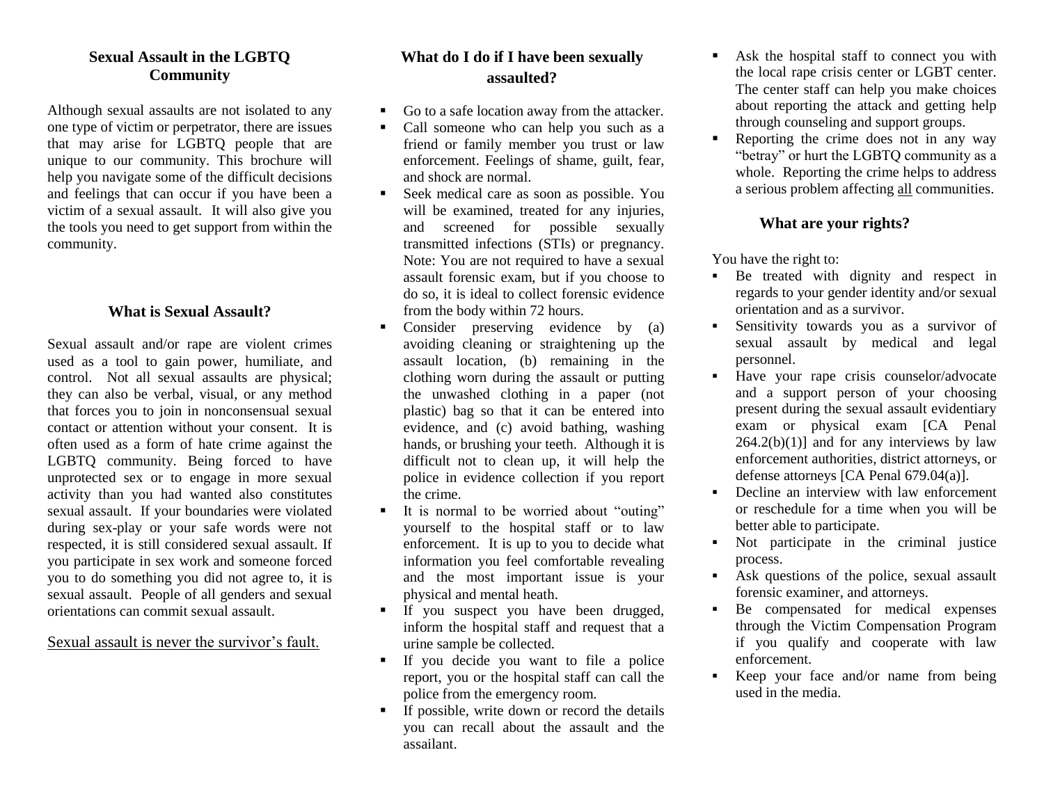## Sexual Assault in the LGBTQ Community

Although sexual assaults are not isolated to any one type of victim or perpetrator, there are issues that may arise for LGBTQ people that are unique to our community. This brochure will help you navigate some of the difficult decisions and feelings that can occur if you have been a victim of a sexual assault. It will also give you the tools you need to get support from within the community.

## What is Sexual Assault?

Sexual assault and/or rape are violent crimes used as a tool to gain power, humiliate, and control. Not all sexual assaults are physical; they can also be verbal, visual, or any method that forces you to join in nonconsensual sexual contact or attention without your consent. It is often used as a form of hate crime against the LGBTQ community. Being forced to have unprotected sex or to engage in more sexual activity than you had wanted also constitutes sexual assault. If your boundaries were violated during sex-play or your safe words were not respected, it is still considered sexual assault. If you participate in sex work and someone forced you to do something you did not agree to, it is sexual assault. People of all genders and sexual orientations can commit sexual assault.

<u>Sexual assault is never the survivor's fault.</u>

## What do I do if I have been sexually assaulted?

- Go to a safe location away from the attacker.
- Call someone who can help you such as a friend or family member you trust or law enforcement. Feelings of shame, guilt, fear, and shock are normal.
- Seek medical care as soon as possible. You will be examined, treated for any injuries, and screened for possible sexually transmitted infections (STIs) or pregnancy. Note: You are not required to have a sexual assault forensic exam, but if you choose to do so, it is ideal to collect forensic evidence from the body within 72 hours.
- Consider preserving evidence by (a) avoiding cleaning or straightening up the assault location, (b) remaining in the clothing worn during the assault or putting the unwashed clothing in a paper (not plastic) bag so that it can be entered into evidence, and (c) avoid bathing, washing hands, or brushing your teeth. Although it is difficult not to clean up, it will help the police in evidence collection if you report the crime.
- It is normal to be worried about "outing" yourself to the hospital staff or to law enforcement. It is up to you to decide what information you feel comfortable revealing and the most important issue is your physical and mental heath.
- If you suspect you have been drugged, inform the hospital staff and request that a urine sample be collected.
- If you decide you want to file a police report, you or the hospital staff can call the police from the emergency room.
- If possible, write down or record the details you can recall about the assault and the assailant.
- Ask the hospital staff to connect you with the local rape crisis center or LGBT center. The center staff can help you make choices about reporting the attack and getting help through counseling and support groups.
- Reporting the crime does not in any way "betray" or hurt the LGBTQ community as a whole. Reporting the crime helps to address a serious problem affecting <u>all</u> communities.

## What are your rights?

You have the right to:

- Be treated with dignity and respect in regards to your gender identity and/or sexual orientation and as a survivor.
- Sensitivity towards you as a survivor of sexual assault by medical and legal personnel.
- Have your rape crisis counselor/advocate and a support person of your choosing present during the sexual assault evidentiary exam or physical exam [CA Penal 264.2(b)(1)] and for any interviews by law enforcement authorities, district attorneys, or defense attorneys [CA Penal 679.04(a)].
- Decline an interview with law enforcement or reschedule for a time when you will be better able to participate.
- Not participate in the criminal justice process.
- Ask questions of the police, sexual assault forensic examiner, and attorneys.
- Be compensated for medical expenses through the Victim Compensation Program if you qualify and cooperate with law enforcement.
- Keep your face and/or name from being used in the media.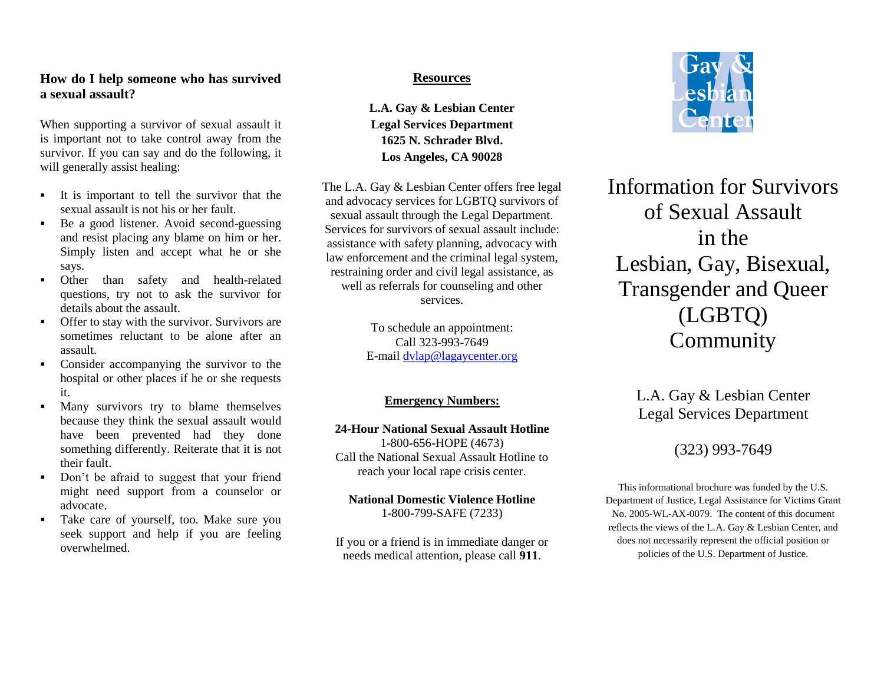## How do I help someone who has survived a sexual assault?

When supporting a survivor of sexual assault it is important not to take control away from the survivor. If you can say and do the following, it will generally assist healing:

- It is important to tell the survivor that the sexual assault is not his or her fault.
- Be a good listener. Avoid second-guessing and resist placing any blame on him or her. Simply listen and accept what he or she says.
- Other than safety and health-related questions, try not to ask the survivor for details about the assault.
- Offer to stay with the survivor. Survivors are sometimes reluctant to be alone after an assault.
- Consider accompanying the survivor to the hospital or other places if he or she requests it.
- Many survivors try to blame themselves because they think the sexual assault would have been prevented had they done something differently. Reiterate that it is not their fault.
- Don't be afraid to suggest that your friend might need support from a counselor or advocate.
- Take care of yourself, too. Make sure you seek support and help if you are feeling overwhelmed.

## Resources

**L.A. Gay & Lesbian Center**
**Legal Services Department**
**1625 N. Schrader Blvd.**
**Los Angeles, CA 90028**

The L.A. Gay & Lesbian Center offers free legal and advocacy services for LGBTQ survivors of sexual assault through the Legal Department. Services for survivors of sexual assault include: assistance with safety planning, advocacy with law enforcement and the criminal legal system, restraining order and civil legal assistance, as well as referrals for counseling and other services.

To schedule an appointment:
Call 323-993-7649
E-mail dvlap@lagaycenter.org

## Emergency Numbers:

**24-Hour National Sexual Assault Hotline**
1-800-656-HOPE (4673)
Call the National Sexual Assault Hotline to reach your local rape crisis center.

**National Domestic Violence Hotline**
1-800-799-SAFE (7233)

If you or a friend is in immediate danger or needs medical attention, please call **911**.

Gay & Lesbian Center

# Information for Survivors of Sexual Assault in the Lesbian, Gay, Bisexual, Transgender and Queer (LGBTQ) Community

L.A. Gay & Lesbian Center
Legal Services Department

(323) 993-7649

This informational brochure was funded by the U.S. Department of Justice, Legal Assistance for Victims Grant No. 2005-WL-AX-0079. The content of this document reflects the views of the L.A. Gay & Lesbian Center, and does not necessarily represent the official position or policies of the U.S. Department of Justice.